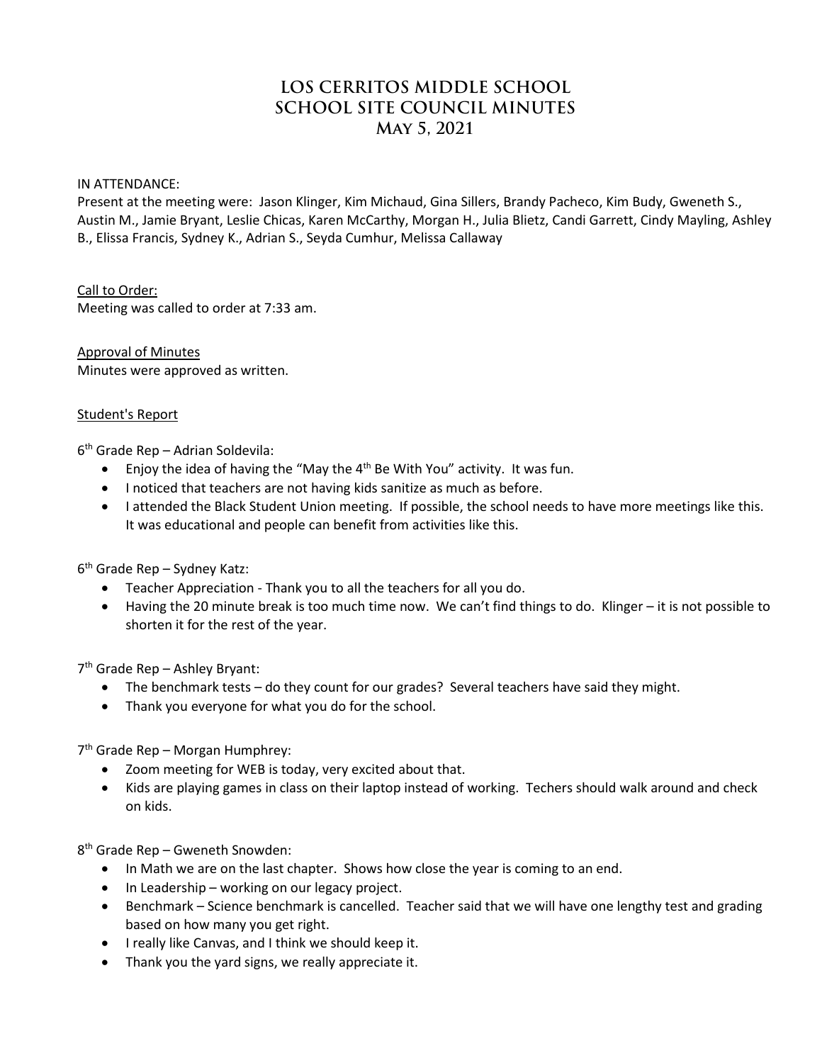# LOS CERRITOS MIDDLE SCHOOL
# SCHOOL SITE COUNCIL MINUTES
# May 5, 2021

IN ATTENDANCE:
Present at the meeting were: Jason Klinger, Kim Michaud, Gina Sillers, Brandy Pacheco, Kim Budy, Gweneth S., Austin M., Jamie Bryant, Leslie Chicas, Karen McCarthy, Morgan H., Julia Blietz, Candi Garrett, Cindy Mayling, Ashley B., Elissa Francis, Sydney K., Adrian S., Seyda Cumhur, Melissa Callaway

Call to Order:
Meeting was called to order at 7:33 am.

Approval of Minutes
Minutes were approved as written.

Student's Report

6th Grade Rep – Adrian Soldevila:

- Enjoy the idea of having the "May the 4th Be With You" activity. It was fun.
- I noticed that teachers are not having kids sanitize as much as before.
- I attended the Black Student Union meeting. If possible, the school needs to have more meetings like this. It was educational and people can benefit from activities like this.

6th Grade Rep – Sydney Katz:

- Teacher Appreciation - Thank you to all the teachers for all you do.
- Having the 20 minute break is too much time now. We can't find things to do. Klinger – it is not possible to shorten it for the rest of the year.

7th Grade Rep – Ashley Bryant:

- The benchmark tests – do they count for our grades? Several teachers have said they might.
- Thank you everyone for what you do for the school.

7th Grade Rep – Morgan Humphrey:

- Zoom meeting for WEB is today, very excited about that.
- Kids are playing games in class on their laptop instead of working. Techers should walk around and check on kids.

8th Grade Rep – Gweneth Snowden:

- In Math we are on the last chapter. Shows how close the year is coming to an end.
- In Leadership – working on our legacy project.
- Benchmark – Science benchmark is cancelled. Teacher said that we will have one lengthy test and grading based on how many you get right.
- I really like Canvas, and I think we should keep it.
- Thank you the yard signs, we really appreciate it.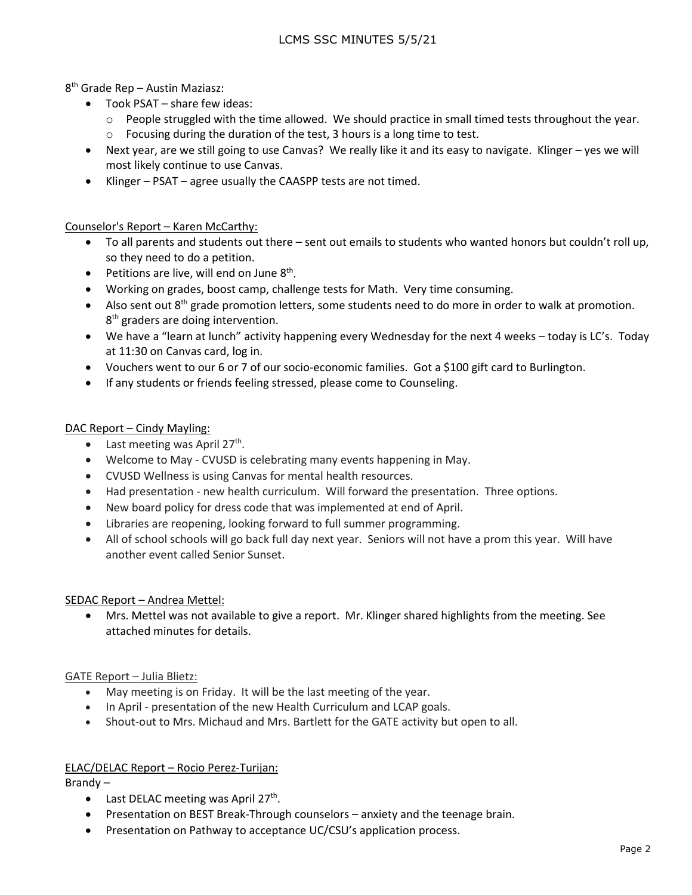8th Grade Rep – Austin Maziasz:

- Took PSAT – share few ideas:
  - People struggled with the time allowed. We should practice in small timed tests throughout the year.
  - Focusing during the duration of the test, 3 hours is a long time to test.
- Next year, are we still going to use Canvas? We really like it and its easy to navigate. Klinger – yes we will most likely continue to use Canvas.
- Klinger – PSAT – agree usually the CAASPP tests are not timed.

Counselor's Report – Karen McCarthy:

- To all parents and students out there – sent out emails to students who wanted honors but couldn't roll up, so they need to do a petition.
- Petitions are live, will end on June 8th.
- Working on grades, boost camp, challenge tests for Math. Very time consuming.
- Also sent out 8th grade promotion letters, some students need to do more in order to walk at promotion. 8th graders are doing intervention.
- We have a "learn at lunch" activity happening every Wednesday for the next 4 weeks – today is LC's. Today at 11:30 on Canvas card, log in.
- Vouchers went to our 6 or 7 of our socio-economic families. Got a $100 gift card to Burlington.
- If any students or friends feeling stressed, please come to Counseling.

DAC Report – Cindy Mayling:

- Last meeting was April 27th.
- Welcome to May - CVUSD is celebrating many events happening in May.
- CVUSD Wellness is using Canvas for mental health resources.
- Had presentation - new health curriculum. Will forward the presentation. Three options.
- New board policy for dress code that was implemented at end of April.
- Libraries are reopening, looking forward to full summer programming.
- All of school schools will go back full day next year. Seniors will not have a prom this year. Will have another event called Senior Sunset.

SEDAC Report – Andrea Mettel:

- Mrs. Mettel was not available to give a report. Mr. Klinger shared highlights from the meeting. See attached minutes for details.

GATE Report – Julia Blietz:

- May meeting is on Friday. It will be the last meeting of the year.
- In April - presentation of the new Health Curriculum and LCAP goals.
- Shout-out to Mrs. Michaud and Mrs. Bartlett for the GATE activity but open to all.

ELAC/DELAC Report – Rocio Perez-Turijan:

Brandy –

- Last DELAC meeting was April 27th.
- Presentation on BEST Break-Through counselors – anxiety and the teenage brain.
- Presentation on Pathway to acceptance UC/CSU's application process.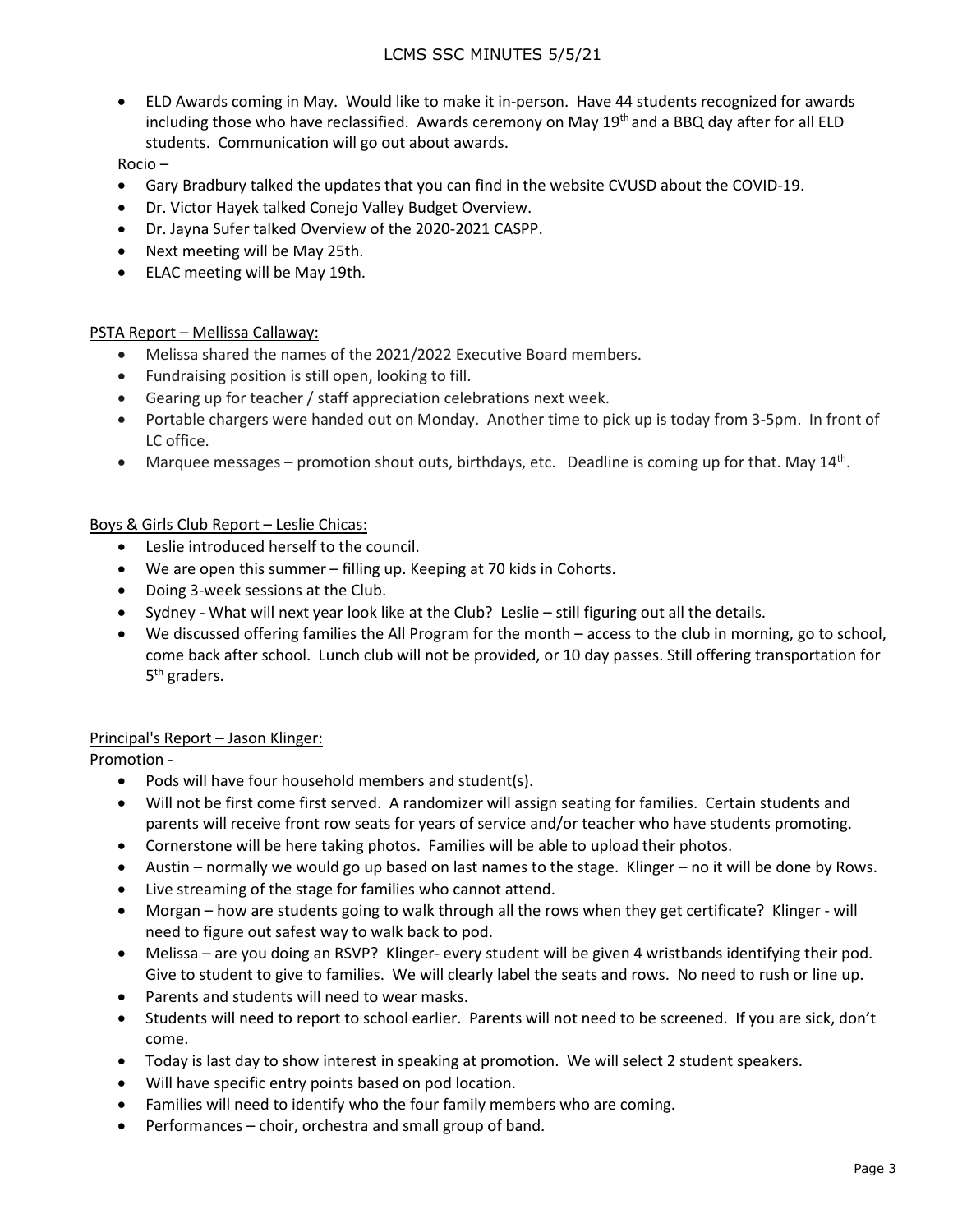- ELD Awards coming in May. Would like to make it in-person. Have 44 students recognized for awards including those who have reclassified. Awards ceremony on May 19th and a BBQ day after for all ELD students. Communication will go out about awards.

Rocio –

- Gary Bradbury talked the updates that you can find in the website CVUSD about the COVID-19.
- Dr. Victor Hayek talked Conejo Valley Budget Overview.
- Dr. Jayna Sufer talked Overview of the 2020-2021 CASPP.
- Next meeting will be May 25th.
- ELAC meeting will be May 19th.

PSTA Report – Mellissa Callaway:

- Melissa shared the names of the 2021/2022 Executive Board members.
- Fundraising position is still open, looking to fill.
- Gearing up for teacher / staff appreciation celebrations next week.
- Portable chargers were handed out on Monday. Another time to pick up is today from 3-5pm. In front of LC office.
- Marquee messages – promotion shout outs, birthdays, etc. Deadline is coming up for that. May 14th.

Boys & Girls Club Report – Leslie Chicas:

- Leslie introduced herself to the council.
- We are open this summer – filling up. Keeping at 70 kids in Cohorts.
- Doing 3-week sessions at the Club.
- Sydney - What will next year look like at the Club? Leslie – still figuring out all the details.
- We discussed offering families the All Program for the month – access to the club in morning, go to school, come back after school. Lunch club will not be provided, or 10 day passes. Still offering transportation for 5th graders.

Principal's Report – Jason Klinger:

Promotion -

- Pods will have four household members and student(s).
- Will not be first come first served. A randomizer will assign seating for families. Certain students and parents will receive front row seats for years of service and/or teacher who have students promoting.
- Cornerstone will be here taking photos. Families will be able to upload their photos.
- Austin – normally we would go up based on last names to the stage. Klinger – no it will be done by Rows.
- Live streaming of the stage for families who cannot attend.
- Morgan – how are students going to walk through all the rows when they get certificate? Klinger - will need to figure out safest way to walk back to pod.
- Melissa – are you doing an RSVP? Klinger- every student will be given 4 wristbands identifying their pod. Give to student to give to families. We will clearly label the seats and rows. No need to rush or line up.
- Parents and students will need to wear masks.
- Students will need to report to school earlier. Parents will not need to be screened. If you are sick, don't come.
- Today is last day to show interest in speaking at promotion. We will select 2 student speakers.
- Will have specific entry points based on pod location.
- Families will need to identify who the four family members who are coming.
- Performances – choir, orchestra and small group of band.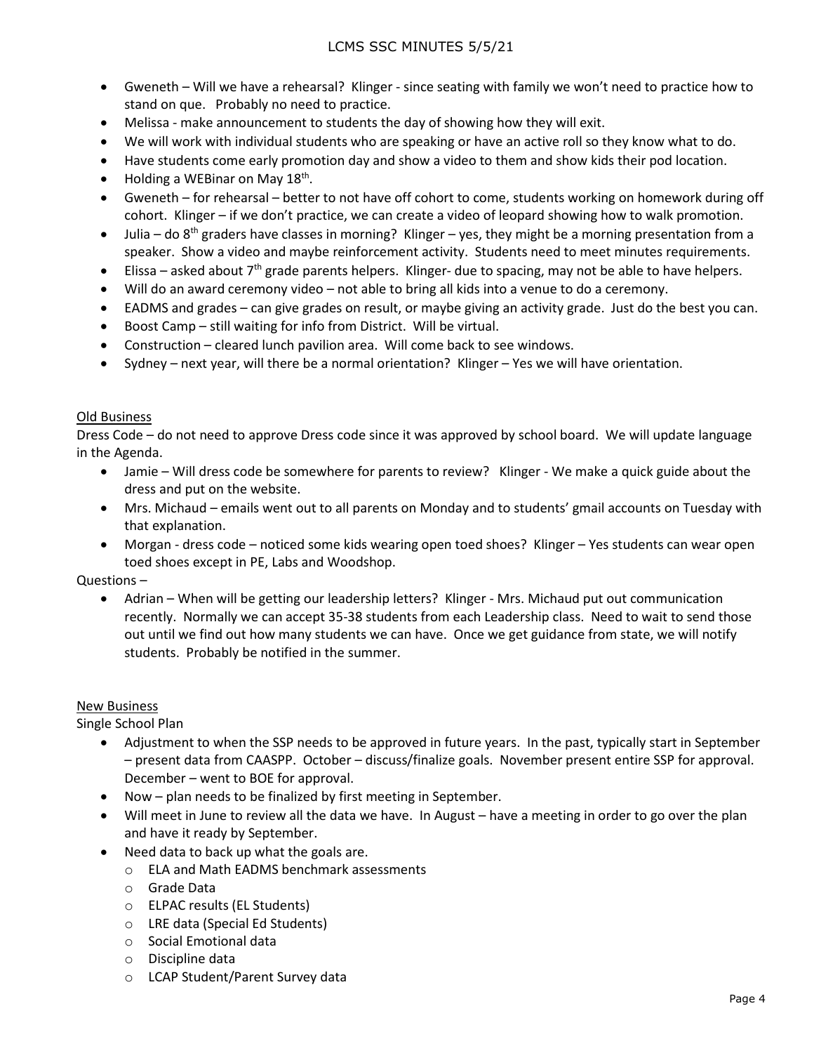- Gweneth – Will we have a rehearsal? Klinger - since seating with family we won't need to practice how to stand on que. Probably no need to practice.
- Melissa - make announcement to students the day of showing how they will exit.
- We will work with individual students who are speaking or have an active roll so they know what to do.
- Have students come early promotion day and show a video to them and show kids their pod location.
- Holding a WEBinar on May 18th.
- Gweneth – for rehearsal – better to not have off cohort to come, students working on homework during off cohort. Klinger – if we don't practice, we can create a video of leopard showing how to walk promotion.
- Julia – do 8th graders have classes in morning? Klinger – yes, they might be a morning presentation from a speaker. Show a video and maybe reinforcement activity. Students need to meet minutes requirements.
- Elissa – asked about 7th grade parents helpers. Klinger- due to spacing, may not be able to have helpers.
- Will do an award ceremony video – not able to bring all kids into a venue to do a ceremony.
- EADMS and grades – can give grades on result, or maybe giving an activity grade. Just do the best you can.
- Boost Camp – still waiting for info from District. Will be virtual.
- Construction – cleared lunch pavilion area. Will come back to see windows.
- Sydney – next year, will there be a normal orientation? Klinger – Yes we will have orientation.

<u>Old Business</u>

Dress Code – do not need to approve Dress code since it was approved by school board. We will update language in the Agenda.

- Jamie – Will dress code be somewhere for parents to review? Klinger - We make a quick guide about the dress and put on the website.
- Mrs. Michaud – emails went out to all parents on Monday and to students' gmail accounts on Tuesday with that explanation.
- Morgan - dress code – noticed some kids wearing open toed shoes? Klinger – Yes students can wear open toed shoes except in PE, Labs and Woodshop.

Questions –

- Adrian – When will be getting our leadership letters? Klinger - Mrs. Michaud put out communication recently. Normally we can accept 35-38 students from each Leadership class. Need to wait to send those out until we find out how many students we can have. Once we get guidance from state, we will notify students. Probably be notified in the summer.

<u>New Business</u>

Single School Plan

- Adjustment to when the SSP needs to be approved in future years. In the past, typically start in September – present data from CAASPP. October – discuss/finalize goals. November present entire SSP for approval. December – went to BOE for approval.
- Now – plan needs to be finalized by first meeting in September.
- Will meet in June to review all the data we have. In August – have a meeting in order to go over the plan and have it ready by September.
- Need data to back up what the goals are.
  - ELA and Math EADMS benchmark assessments
  - Grade Data
  - ELPAC results (EL Students)
  - LRE data (Special Ed Students)
  - Social Emotional data
  - Discipline data
  - LCAP Student/Parent Survey data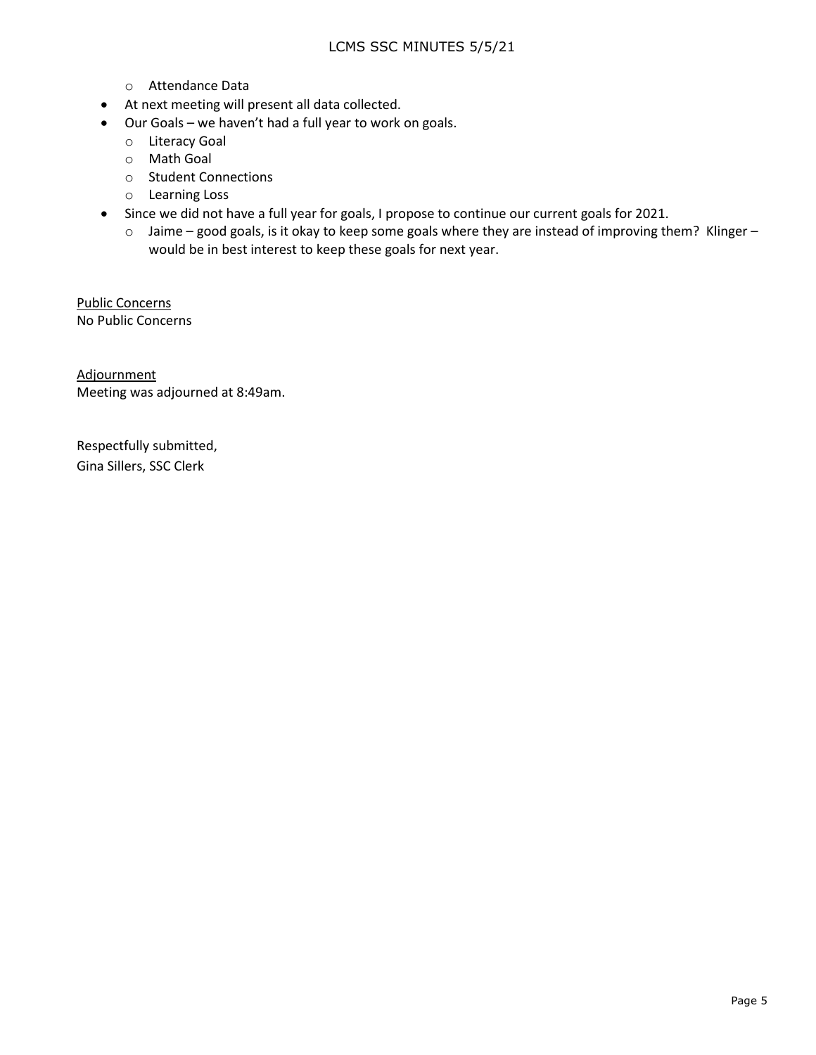- Attendance Data
- At next meeting will present all data collected.
- Our Goals – we haven't had a full year to work on goals.
  - Literacy Goal
  - Math Goal
  - Student Connections
  - Learning Loss
- Since we did not have a full year for goals, I propose to continue our current goals for 2021.
  - Jaime – good goals, is it okay to keep some goals where they are instead of improving them? Klinger – would be in best interest to keep these goals for next year.

<u>Public Concerns</u>
No Public Concerns

<u>Adjournment</u>
Meeting was adjourned at 8:49am.

Respectfully submitted,
Gina Sillers, SSC Clerk